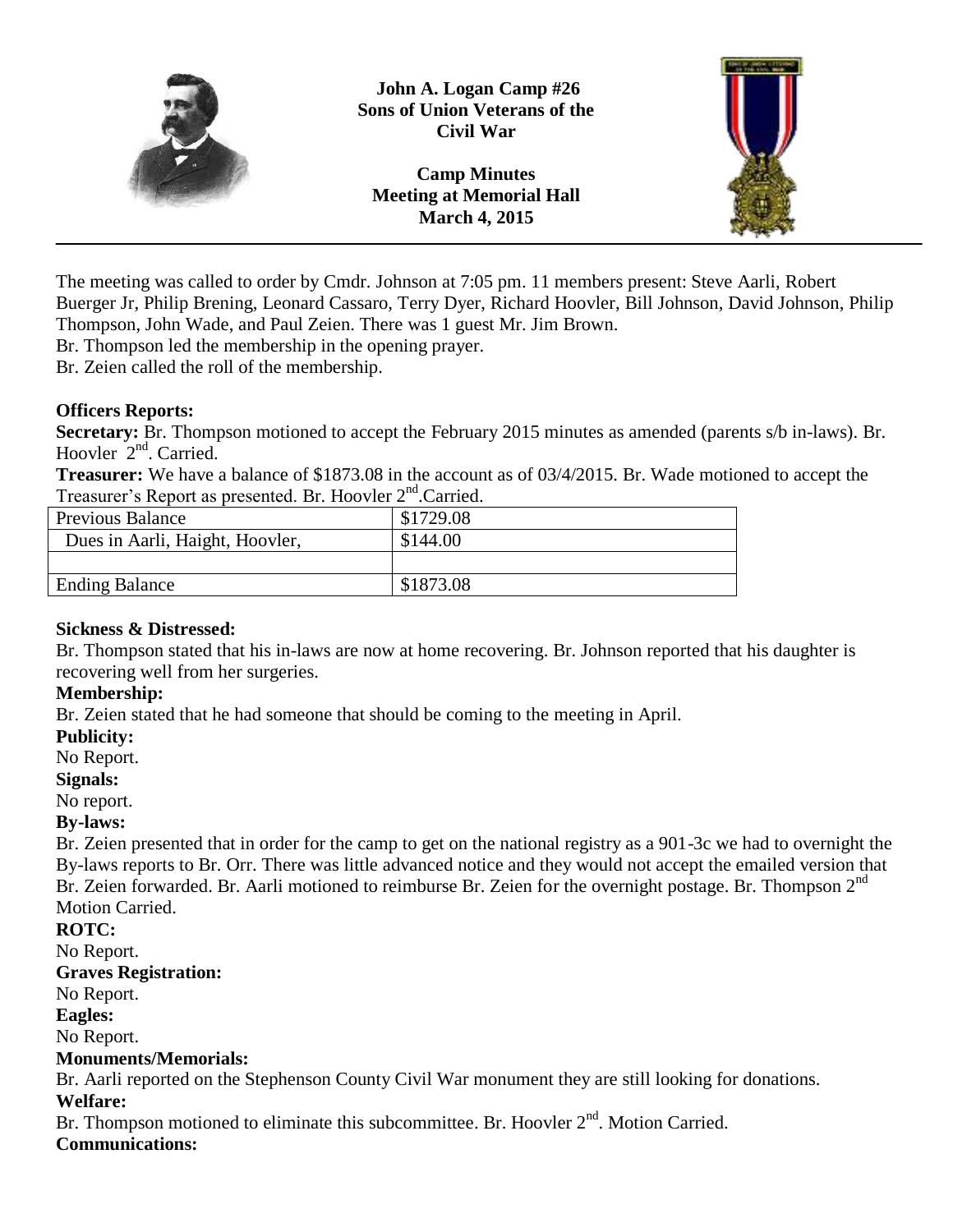**John A. Logan Camp #26**
**Sons of Union Veterans of the Civil War**

**Camp Minutes**
**Meeting at Memorial Hall**
**March 4, 2015**

---

The meeting was called to order by Cmdr. Johnson at 7:05 pm. 11 members present: Steve Aarli, Robert Buerger Jr, Philip Brening, Leonard Cassaro, Terry Dyer, Richard Hoovler, Bill Johnson, David Johnson, Philip Thompson, John Wade, and Paul Zeien. There was 1 guest Mr. Jim Brown.
Br. Thompson led the membership in the opening prayer.
Br. Zeien called the roll of the membership.

**Officers Reports:**
**Secretary:** Br. Thompson motioned to accept the February 2015 minutes as amended (parents s/b in-laws). Br. Hoovler 2nd. Carried.
**Treasurer:** We have a balance of $1873.08 in the account as of 03/4/2015. Br. Wade motioned to accept the Treasurer's Report as presented. Br. Hoovler 2nd.Carried.

| Previous Balance | $1729.08 |
|---|---|
| Dues in Aarli, Haight, Hoovler, | $144.00 |
| | |
| Ending Balance | $1873.08 |

**Sickness & Distressed:**
Br. Thompson stated that his in-laws are now at home recovering. Br. Johnson reported that his daughter is recovering well from her surgeries.
**Membership:**
Br. Zeien stated that he had someone that should be coming to the meeting in April.
**Publicity:**
No Report.
**Signals:**
No report.
**By-laws:**
Br. Zeien presented that in order for the camp to get on the national registry as a 901-3c we had to overnight the By-laws reports to Br. Orr. There was little advanced notice and they would not accept the emailed version that Br. Zeien forwarded. Br. Aarli motioned to reimburse Br. Zeien for the overnight postage. Br. Thompson 2nd Motion Carried.
**ROTC:**
No Report.
**Graves Registration:**
No Report.
**Eagles:**
No Report.
**Monuments/Memorials:**
Br. Aarli reported on the Stephenson County Civil War monument they are still looking for donations.
**Welfare:**
Br. Thompson motioned to eliminate this subcommittee. Br. Hoovler 2nd. Motion Carried.
**Communications:**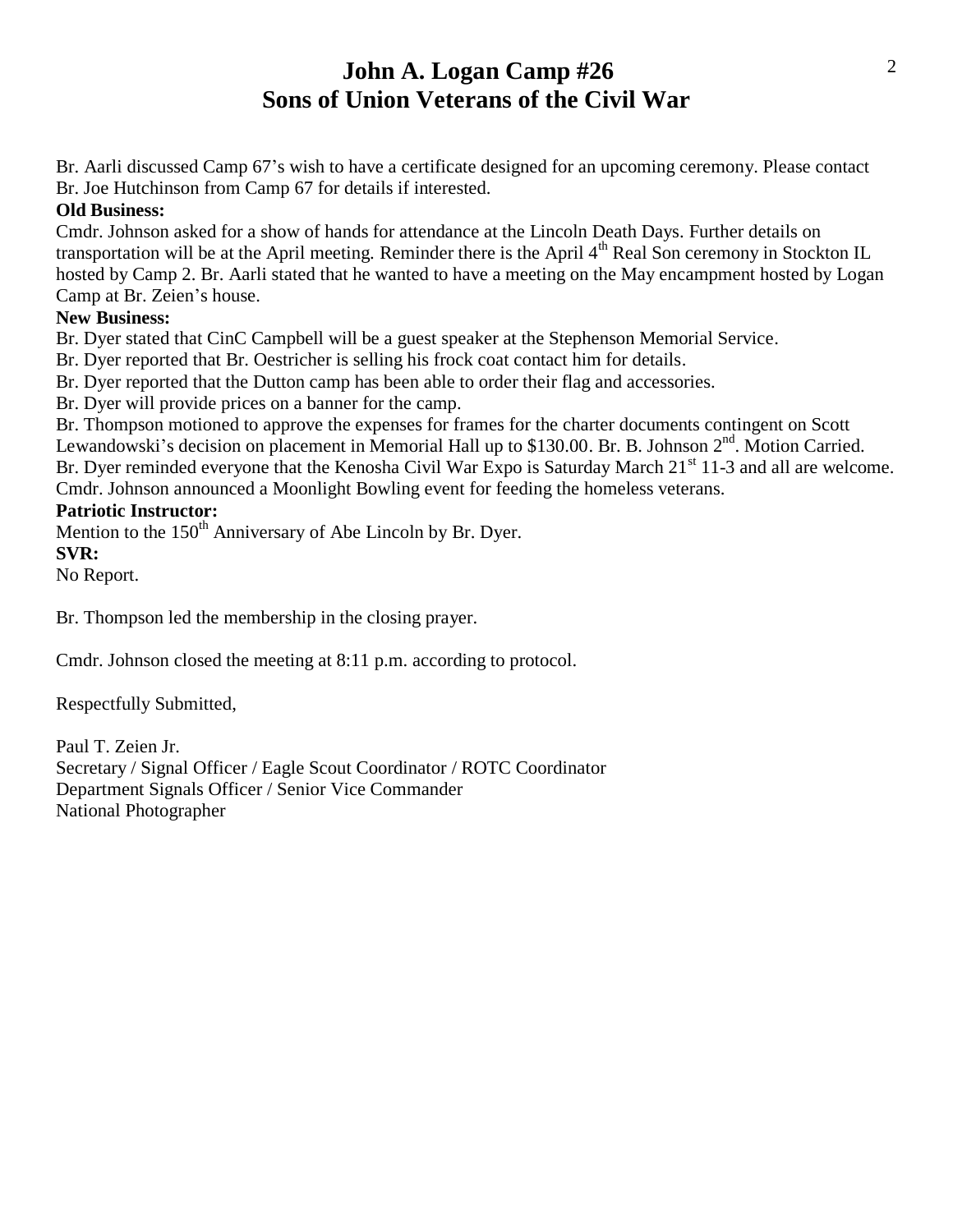# John A. Logan Camp #26
# Sons of Union Veterans of the Civil War

Br. Aarli discussed Camp 67's wish to have a certificate designed for an upcoming ceremony. Please contact Br. Joe Hutchinson from Camp 67 for details if interested.

**Old Business:**

Cmdr. Johnson asked for a show of hands for attendance at the Lincoln Death Days. Further details on transportation will be at the April meeting. Reminder there is the April 4th Real Son ceremony in Stockton IL hosted by Camp 2. Br. Aarli stated that he wanted to have a meeting on the May encampment hosted by Logan Camp at Br. Zeien's house.

**New Business:**

Br. Dyer stated that CinC Campbell will be a guest speaker at the Stephenson Memorial Service.
Br. Dyer reported that Br. Oestricher is selling his frock coat contact him for details.
Br. Dyer reported that the Dutton camp has been able to order their flag and accessories.
Br. Dyer will provide prices on a banner for the camp.
Br. Thompson motioned to approve the expenses for frames for the charter documents contingent on Scott Lewandowski's decision on placement in Memorial Hall up to $130.00. Br. B. Johnson 2nd. Motion Carried.
Br. Dyer reminded everyone that the Kenosha Civil War Expo is Saturday March 21st 11-3 and all are welcome.
Cmdr. Johnson announced a Moonlight Bowling event for feeding the homeless veterans.

**Patriotic Instructor:**

Mention to the 150th Anniversary of Abe Lincoln by Br. Dyer.

**SVR:**

No Report.

Br. Thompson led the membership in the closing prayer.

Cmdr. Johnson closed the meeting at 8:11 p.m. according to protocol.

Respectfully Submitted,

Paul T. Zeien Jr.
Secretary / Signal Officer / Eagle Scout Coordinator / ROTC Coordinator
Department Signals Officer / Senior Vice Commander
National Photographer